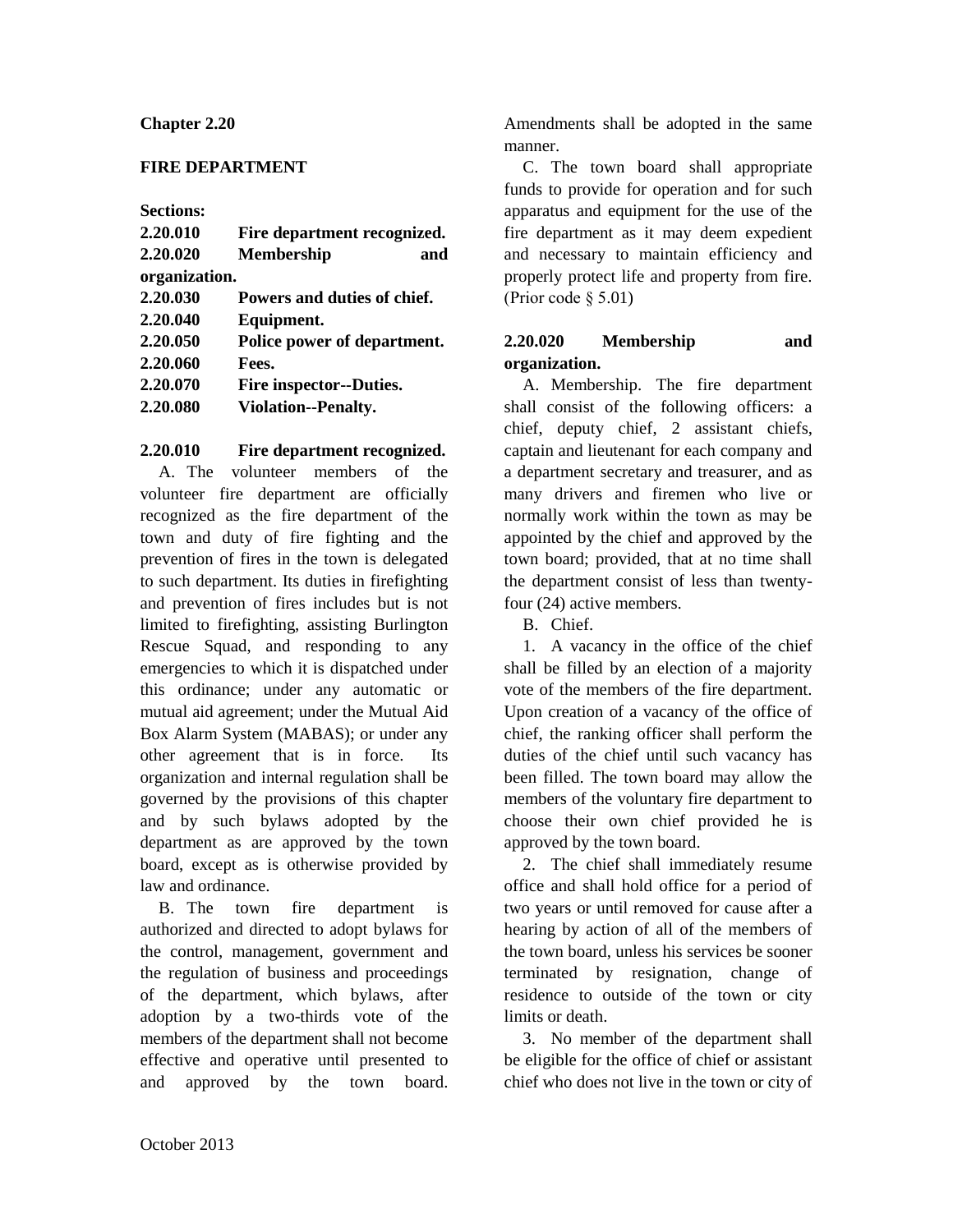**Chapter 2.20**

**FIRE DEPARTMENT**

**Sections:**

**2.20.010 Fire department recognized.**
**2.20.020 Membership and organization.**
**2.20.030 Powers and duties of chief.**
**2.20.040 Equipment.**
**2.20.050 Police power of department.**
**2.20.060 Fees.**
**2.20.070 Fire inspector--Duties.**
**2.20.080 Violation--Penalty.**

**2.20.010 Fire department recognized.**

A. The volunteer members of the volunteer fire department are officially recognized as the fire department of the town and duty of fire fighting and the prevention of fires in the town is delegated to such department. Its duties in firefighting and prevention of fires includes but is not limited to firefighting, assisting Burlington Rescue Squad, and responding to any emergencies to which it is dispatched under this ordinance; under any automatic or mutual aid agreement; under the Mutual Aid Box Alarm System (MABAS); or under any other agreement that is in force. Its organization and internal regulation shall be governed by the provisions of this chapter and by such bylaws adopted by the department as are approved by the town board, except as is otherwise provided by law and ordinance.

B. The town fire department is authorized and directed to adopt bylaws for the control, management, government and the regulation of business and proceedings of the department, which bylaws, after adoption by a two-thirds vote of the members of the department shall not become effective and operative until presented to and approved by the town board. Amendments shall be adopted in the same manner.

C. The town board shall appropriate funds to provide for operation and for such apparatus and equipment for the use of the fire department as it may deem expedient and necessary to maintain efficiency and properly protect life and property from fire. (Prior code § 5.01)

**2.20.020 Membership and organization.**

A. Membership. The fire department shall consist of the following officers: a chief, deputy chief, 2 assistant chiefs, captain and lieutenant for each company and a department secretary and treasurer, and as many drivers and firemen who live or normally work within the town as may be appointed by the chief and approved by the town board; provided, that at no time shall the department consist of less than twenty-four (24) active members.

B. Chief.

1. A vacancy in the office of the chief shall be filled by an election of a majority vote of the members of the fire department. Upon creation of a vacancy of the office of chief, the ranking officer shall perform the duties of the chief until such vacancy has been filled. The town board may allow the members of the voluntary fire department to choose their own chief provided he is approved by the town board.

2. The chief shall immediately resume office and shall hold office for a period of two years or until removed for cause after a hearing by action of all of the members of the town board, unless his services be sooner terminated by resignation, change of residence to outside of the town or city limits or death.

3. No member of the department shall be eligible for the office of chief or assistant chief who does not live in the town or city of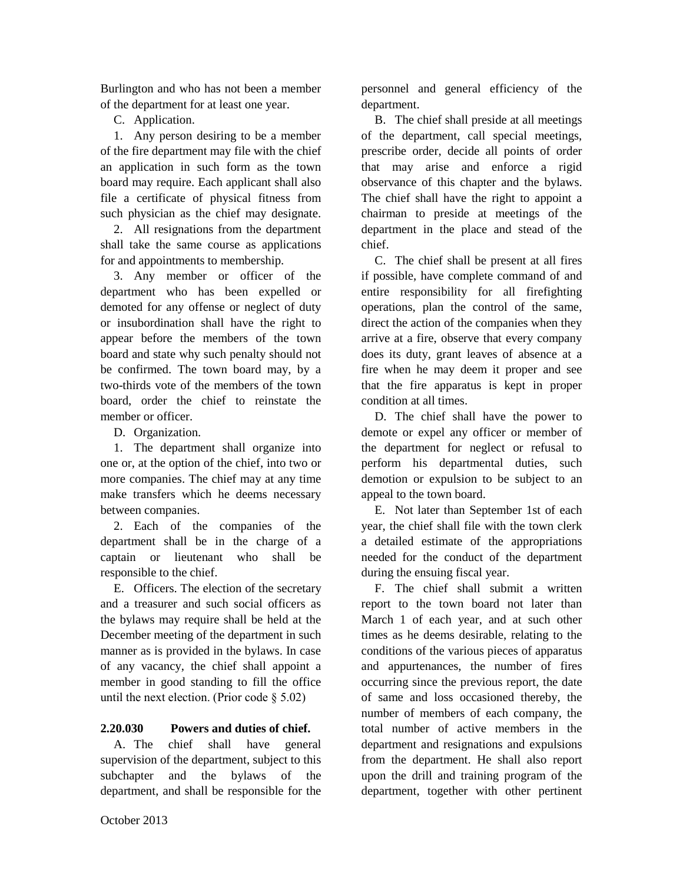Burlington and who has not been a member of the department for at least one year.

C. Application.

1. Any person desiring to be a member of the fire department may file with the chief an application in such form as the town board may require. Each applicant shall also file a certificate of physical fitness from such physician as the chief may designate.

2. All resignations from the department shall take the same course as applications for and appointments to membership.

3. Any member or officer of the department who has been expelled or demoted for any offense or neglect of duty or insubordination shall have the right to appear before the members of the town board and state why such penalty should not be confirmed. The town board may, by a two-thirds vote of the members of the town board, order the chief to reinstate the member or officer.

D. Organization.

1. The department shall organize into one or, at the option of the chief, into two or more companies. The chief may at any time make transfers which he deems necessary between companies.

2. Each of the companies of the department shall be in the charge of a captain or lieutenant who shall be responsible to the chief.

E. Officers. The election of the secretary and a treasurer and such social officers as the bylaws may require shall be held at the December meeting of the department in such manner as is provided in the bylaws. In case of any vacancy, the chief shall appoint a member in good standing to fill the office until the next election. (Prior code § 5.02)

**2.20.030 Powers and duties of chief.**

A. The chief shall have general supervision of the department, subject to this subchapter and the bylaws of the department, and shall be responsible for the personnel and general efficiency of the department.

B. The chief shall preside at all meetings of the department, call special meetings, prescribe order, decide all points of order that may arise and enforce a rigid observance of this chapter and the bylaws. The chief shall have the right to appoint a chairman to preside at meetings of the department in the place and stead of the chief.

C. The chief shall be present at all fires if possible, have complete command of and entire responsibility for all firefighting operations, plan the control of the same, direct the action of the companies when they arrive at a fire, observe that every company does its duty, grant leaves of absence at a fire when he may deem it proper and see that the fire apparatus is kept in proper condition at all times.

D. The chief shall have the power to demote or expel any officer or member of the department for neglect or refusal to perform his departmental duties, such demotion or expulsion to be subject to an appeal to the town board.

E. Not later than September 1st of each year, the chief shall file with the town clerk a detailed estimate of the appropriations needed for the conduct of the department during the ensuing fiscal year.

F. The chief shall submit a written report to the town board not later than March 1 of each year, and at such other times as he deems desirable, relating to the conditions of the various pieces of apparatus and appurtenances, the number of fires occurring since the previous report, the date of same and loss occasioned thereby, the number of members of each company, the total number of active members in the department and resignations and expulsions from the department. He shall also report upon the drill and training program of the department, together with other pertinent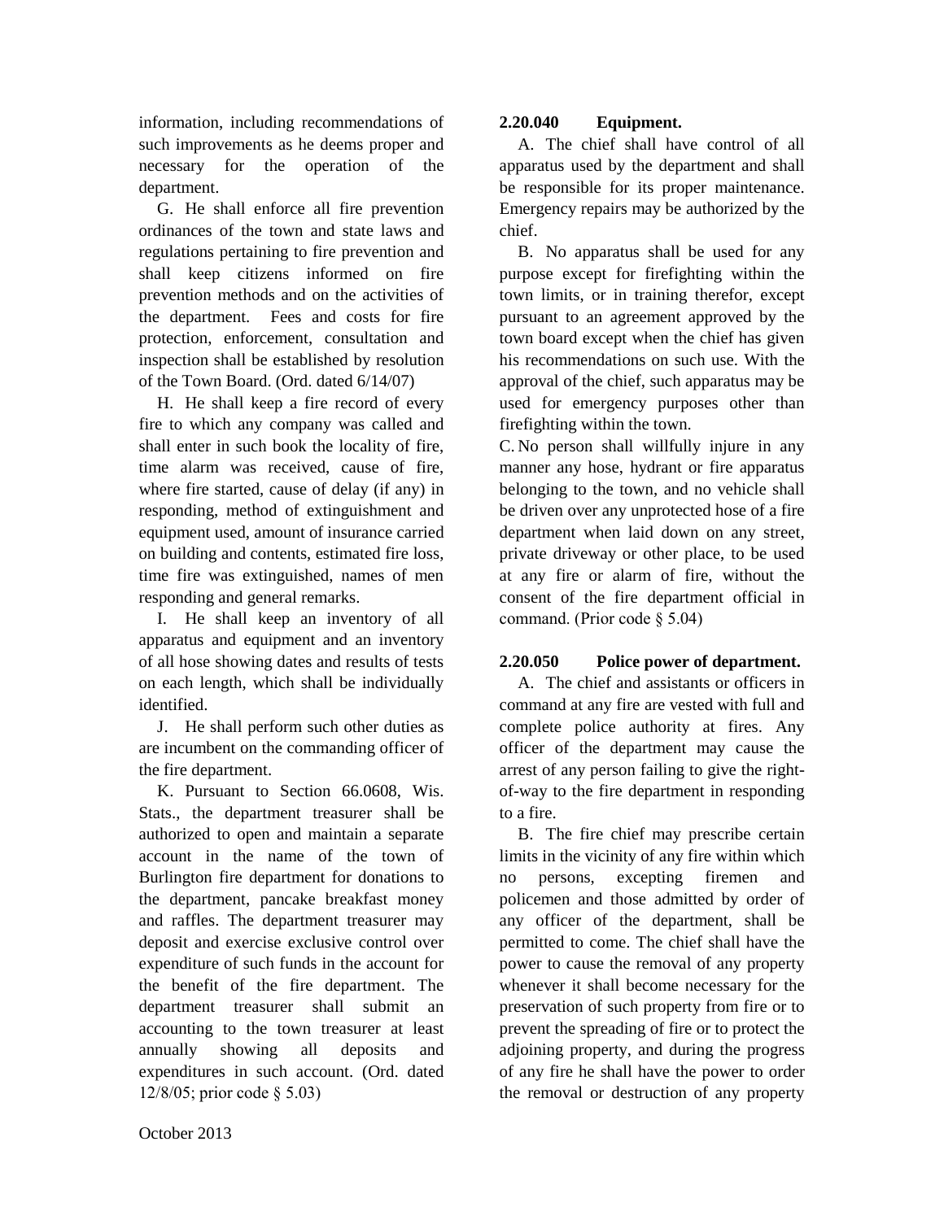information, including recommendations of such improvements as he deems proper and necessary for the operation of the department.

G. He shall enforce all fire prevention ordinances of the town and state laws and regulations pertaining to fire prevention and shall keep citizens informed on fire prevention methods and on the activities of the department. Fees and costs for fire protection, enforcement, consultation and inspection shall be established by resolution of the Town Board. (Ord. dated 6/14/07)

H. He shall keep a fire record of every fire to which any company was called and shall enter in such book the locality of fire, time alarm was received, cause of fire, where fire started, cause of delay (if any) in responding, method of extinguishment and equipment used, amount of insurance carried on building and contents, estimated fire loss, time fire was extinguished, names of men responding and general remarks.

I. He shall keep an inventory of all apparatus and equipment and an inventory of all hose showing dates and results of tests on each length, which shall be individually identified.

J. He shall perform such other duties as are incumbent on the commanding officer of the fire department.

K. Pursuant to Section 66.0608, Wis. Stats., the department treasurer shall be authorized to open and maintain a separate account in the name of the town of Burlington fire department for donations to the department, pancake breakfast money and raffles. The department treasurer may deposit and exercise exclusive control over expenditure of such funds in the account for the benefit of the fire department. The department treasurer shall submit an accounting to the town treasurer at least annually showing all deposits and expenditures in such account. (Ord. dated 12/8/05; prior code § 5.03)

**2.20.040 Equipment.**

A. The chief shall have control of all apparatus used by the department and shall be responsible for its proper maintenance. Emergency repairs may be authorized by the chief.

B. No apparatus shall be used for any purpose except for firefighting within the town limits, or in training therefor, except pursuant to an agreement approved by the town board except when the chief has given his recommendations on such use. With the approval of the chief, such apparatus may be used for emergency purposes other than firefighting within the town.

C. No person shall willfully injure in any manner any hose, hydrant or fire apparatus belonging to the town, and no vehicle shall be driven over any unprotected hose of a fire department when laid down on any street, private driveway or other place, to be used at any fire or alarm of fire, without the consent of the fire department official in command. (Prior code § 5.04)

**2.20.050 Police power of department.**

A. The chief and assistants or officers in command at any fire are vested with full and complete police authority at fires. Any officer of the department may cause the arrest of any person failing to give the right-of-way to the fire department in responding to a fire.

B. The fire chief may prescribe certain limits in the vicinity of any fire within which no persons, excepting firemen and policemen and those admitted by order of any officer of the department, shall be permitted to come. The chief shall have the power to cause the removal of any property whenever it shall become necessary for the preservation of such property from fire or to prevent the spreading of fire or to protect the adjoining property, and during the progress of any fire he shall have the power to order the removal or destruction of any property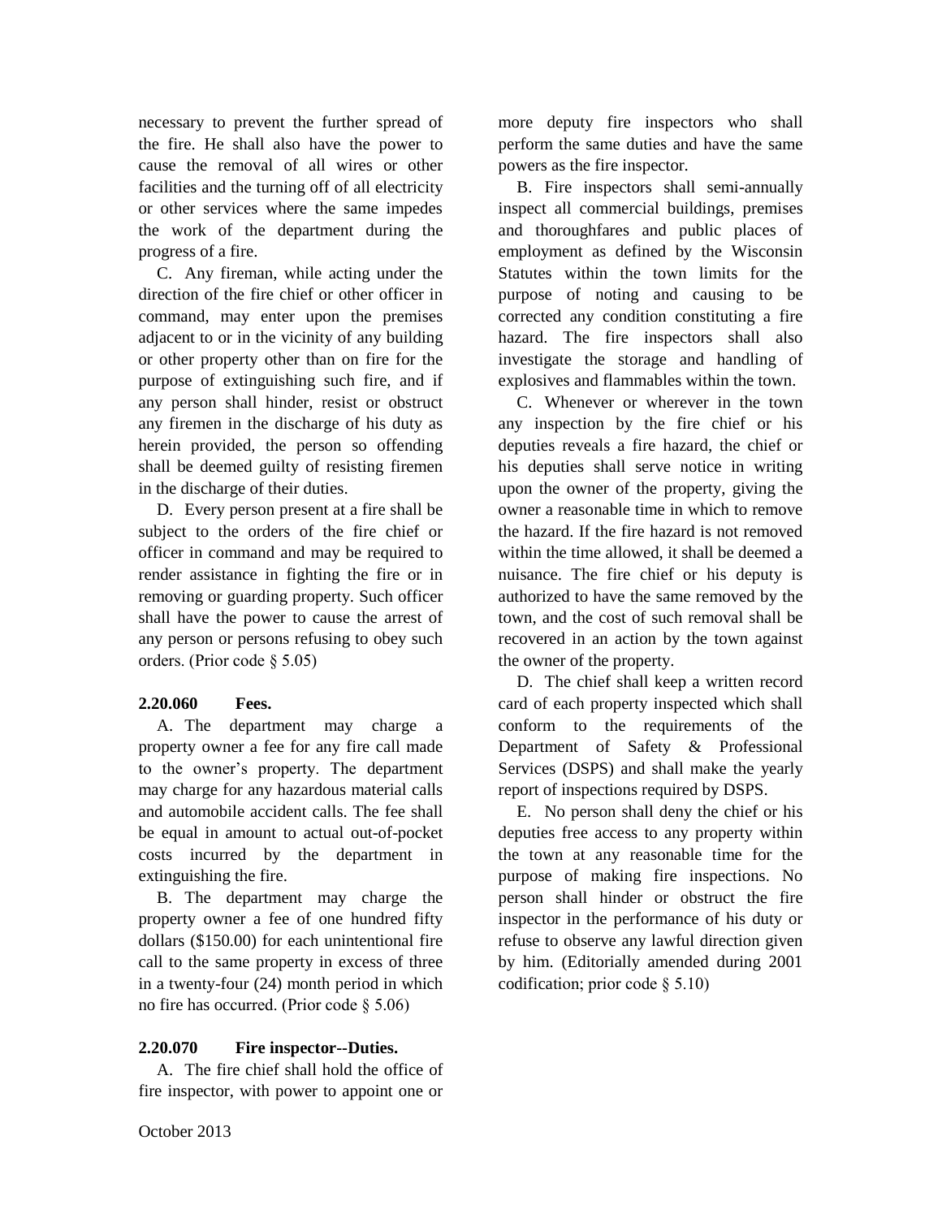necessary to prevent the further spread of the fire. He shall also have the power to cause the removal of all wires or other facilities and the turning off of all electricity or other services where the same impedes the work of the department during the progress of a fire.

C. Any fireman, while acting under the direction of the fire chief or other officer in command, may enter upon the premises adjacent to or in the vicinity of any building or other property other than on fire for the purpose of extinguishing such fire, and if any person shall hinder, resist or obstruct any firemen in the discharge of his duty as herein provided, the person so offending shall be deemed guilty of resisting firemen in the discharge of their duties.

D. Every person present at a fire shall be subject to the orders of the fire chief or officer in command and may be required to render assistance in fighting the fire or in removing or guarding property. Such officer shall have the power to cause the arrest of any person or persons refusing to obey such orders. (Prior code § 5.05)

**2.20.060 Fees.**

A. The department may charge a property owner a fee for any fire call made to the owner's property. The department may charge for any hazardous material calls and automobile accident calls. The fee shall be equal in amount to actual out-of-pocket costs incurred by the department in extinguishing the fire.

B. The department may charge the property owner a fee of one hundred fifty dollars ($150.00) for each unintentional fire call to the same property in excess of three in a twenty-four (24) month period in which no fire has occurred. (Prior code § 5.06)

**2.20.070 Fire inspector--Duties.**

A. The fire chief shall hold the office of fire inspector, with power to appoint one or more deputy fire inspectors who shall perform the same duties and have the same powers as the fire inspector.

B. Fire inspectors shall semi-annually inspect all commercial buildings, premises and thoroughfares and public places of employment as defined by the Wisconsin Statutes within the town limits for the purpose of noting and causing to be corrected any condition constituting a fire hazard. The fire inspectors shall also investigate the storage and handling of explosives and flammables within the town.

C. Whenever or wherever in the town any inspection by the fire chief or his deputies reveals a fire hazard, the chief or his deputies shall serve notice in writing upon the owner of the property, giving the owner a reasonable time in which to remove the hazard. If the fire hazard is not removed within the time allowed, it shall be deemed a nuisance. The fire chief or his deputy is authorized to have the same removed by the town, and the cost of such removal shall be recovered in an action by the town against the owner of the property.

D. The chief shall keep a written record card of each property inspected which shall conform to the requirements of the Department of Safety & Professional Services (DSPS) and shall make the yearly report of inspections required by DSPS.

E. No person shall deny the chief or his deputies free access to any property within the town at any reasonable time for the purpose of making fire inspections. No person shall hinder or obstruct the fire inspector in the performance of his duty or refuse to observe any lawful direction given by him. (Editorially amended during 2001 codification; prior code § 5.10)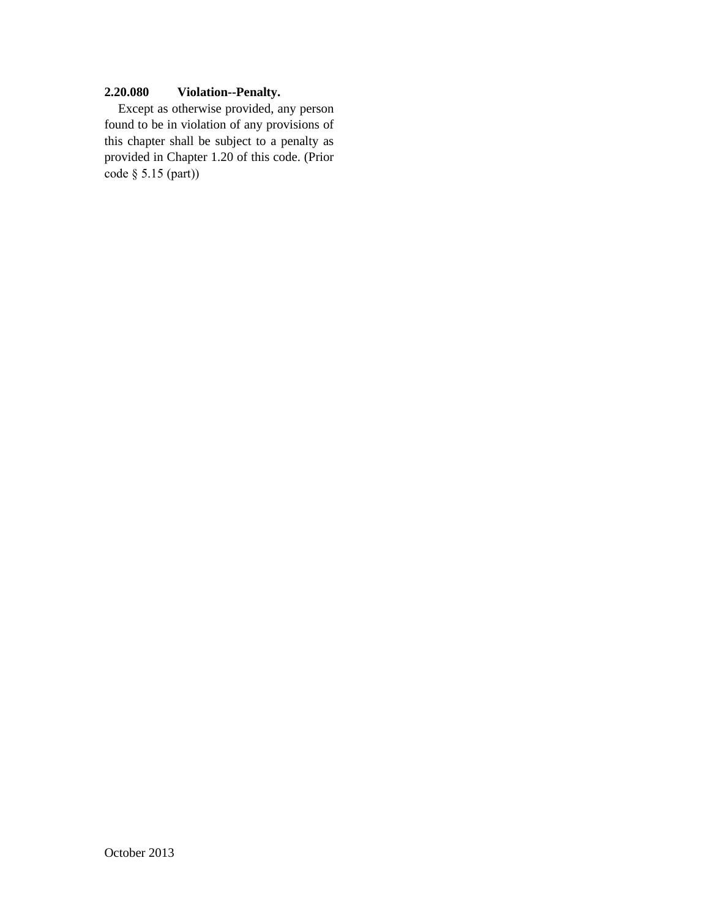**2.20.080 Violation--Penalty.**

Except as otherwise provided, any person found to be in violation of any provisions of this chapter shall be subject to a penalty as provided in Chapter 1.20 of this code. (Prior code § 5.15 (part))